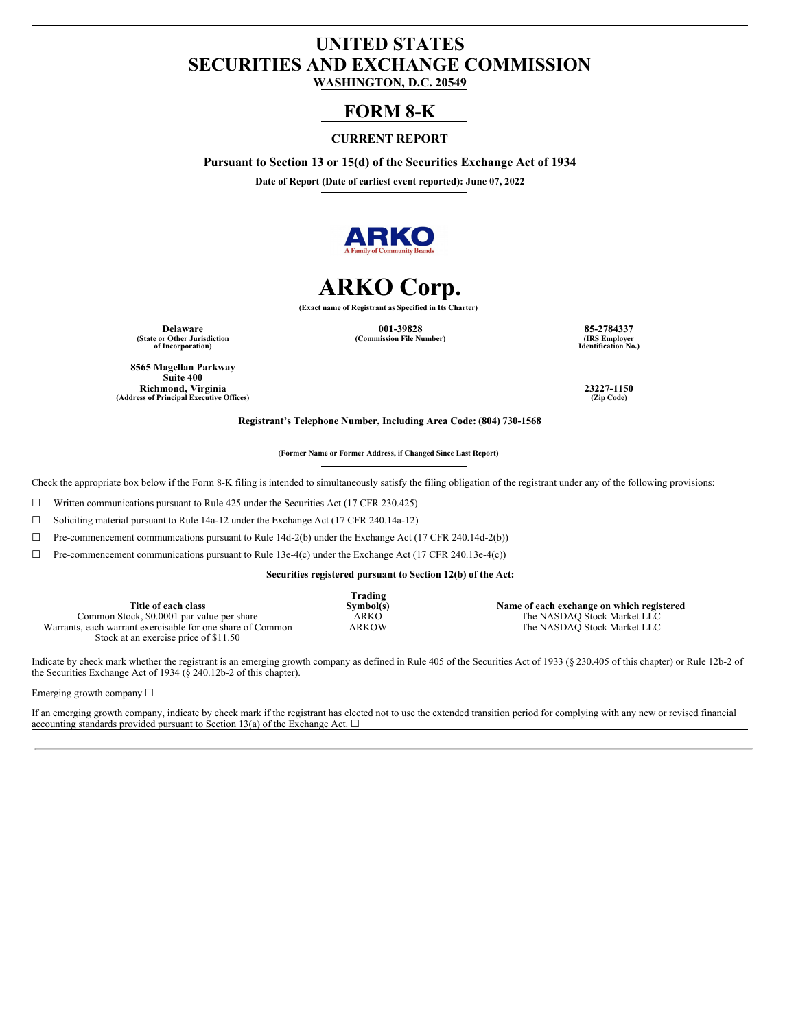# UNITED STATES
# SECURITIES AND EXCHANGE COMMISSION

**WASHINGTON, D.C. 20549**

## FORM 8-K

**CURRENT REPORT**

**Pursuant to Section 13 or 15(d) of the Securities Exchange Act of 1934**

**Date of Report (Date of earliest event reported): June 07, 2022**

ARKO
A Family of Community Brands

# ARKO Corp.

**(Exact name of Registrant as Specified in Its Charter)**

| Delaware | 001-39828 | 85-2784337 |
|---|---|---|
| (State or Other Jurisdiction of Incorporation) | (Commission File Number) | (IRS Employer Identification No.) |

**8565 Magellan Parkway**
**Suite 400**
**Richmond, Virginia**
**(Address of Principal Executive Offices)**

**23227-1150**
**(Zip Code)**

**Registrant's Telephone Number, Including Area Code: (804) 730-1568**

**(Former Name or Former Address, if Changed Since Last Report)**

Check the appropriate box below if the Form 8-K filing is intended to simultaneously satisfy the filing obligation of the registrant under any of the following provisions:

☐ Written communications pursuant to Rule 425 under the Securities Act (17 CFR 230.425)

☐ Soliciting material pursuant to Rule 14a-12 under the Exchange Act (17 CFR 240.14a-12)

☐ Pre-commencement communications pursuant to Rule 14d-2(b) under the Exchange Act (17 CFR 240.14d-2(b))

☐ Pre-commencement communications pursuant to Rule 13e-4(c) under the Exchange Act (17 CFR 240.13e-4(c))

**Securities registered pursuant to Section 12(b) of the Act:**

| Title of each class | Trading Symbol(s) | Name of each exchange on which registered |
|---|---|---|
| Common Stock, $0.0001 par value per share | ARKO | The NASDAQ Stock Market LLC |
| Warrants, each warrant exercisable for one share of Common Stock at an exercise price of $11.50 | ARKOW | The NASDAQ Stock Market LLC |

Indicate by check mark whether the registrant is an emerging growth company as defined in Rule 405 of the Securities Act of 1933 (§ 230.405 of this chapter) or Rule 12b-2 of the Securities Exchange Act of 1934 (§ 240.12b-2 of this chapter).

Emerging growth company ☐

If an emerging growth company, indicate by check mark if the registrant has elected not to use the extended transition period for complying with any new or revised financial accounting standards provided pursuant to Section 13(a) of the Exchange Act. ☐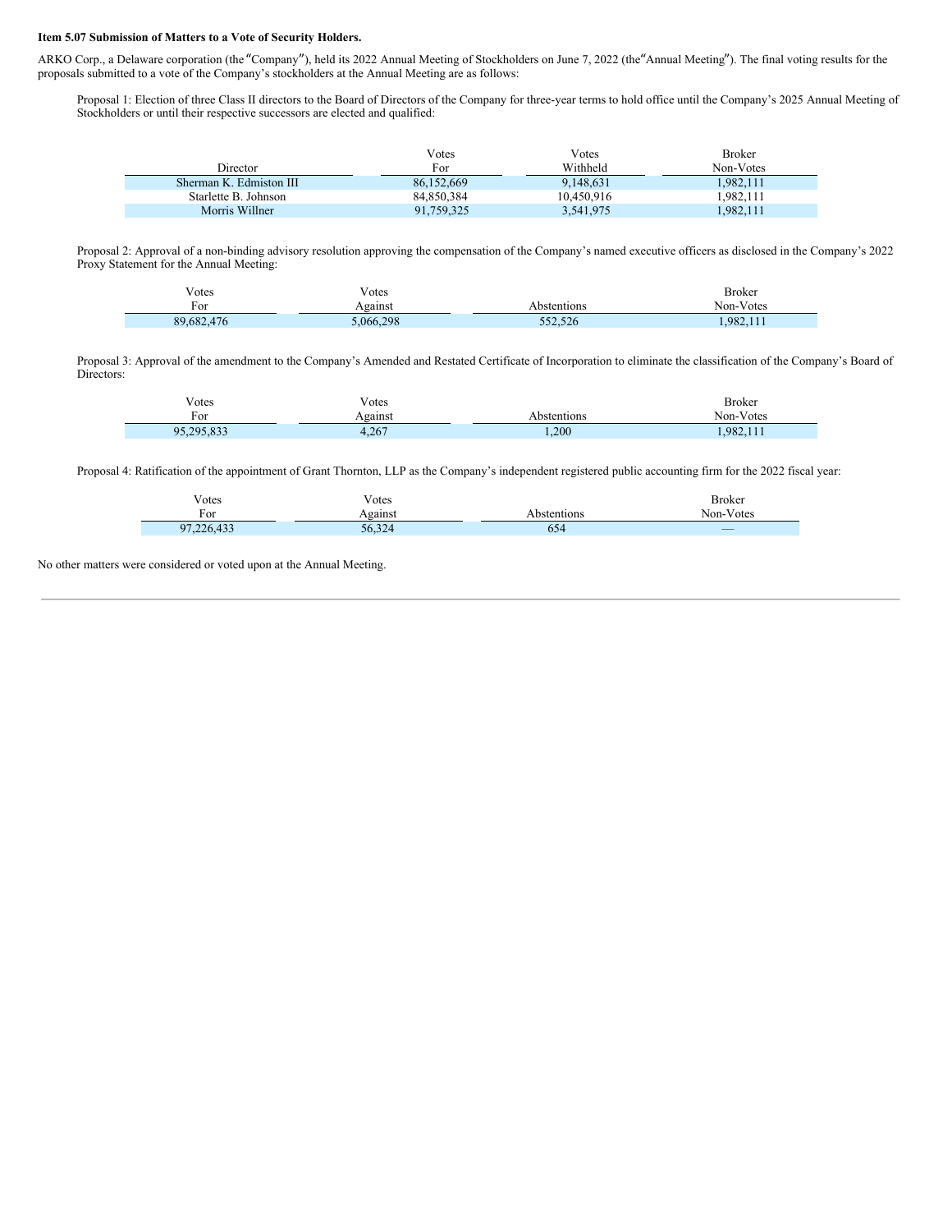**Item 5.07 Submission of Matters to a Vote of Security Holders.**

ARKO Corp., a Delaware corporation (the "Company"), held its 2022 Annual Meeting of Stockholders on June 7, 2022 (the "Annual Meeting"). The final voting results for the proposals submitted to a vote of the Company's stockholders at the Annual Meeting are as follows:

Proposal 1: Election of three Class II directors to the Board of Directors of the Company for three-year terms to hold office until the Company's 2025 Annual Meeting of Stockholders or until their respective successors are elected and qualified:

| Director | Votes For | Votes Withheld | Broker Non-Votes |
|---|---|---|---|
| Sherman K. Edmiston III | 86,152,669 | 9,148,631 | 1,982,111 |
| Starlette B. Johnson | 84,850,384 | 10,450,916 | 1,982,111 |
| Morris Willner | 91,759,325 | 3,541,975 | 1,982,111 |

Proposal 2: Approval of a non-binding advisory resolution approving the compensation of the Company's named executive officers as disclosed in the Company's 2022 Proxy Statement for the Annual Meeting:

| Votes For | Votes Against | Abstentions | Broker Non-Votes |
|---|---|---|---|
| 89,682,476 | 5,066,298 | 552,526 | 1,982,111 |

Proposal 3: Approval of the amendment to the Company's Amended and Restated Certificate of Incorporation to eliminate the classification of the Company's Board of Directors:

| Votes For | Votes Against | Abstentions | Broker Non-Votes |
|---|---|---|---|
| 95,295,833 | 4,267 | 1,200 | 1,982,111 |

Proposal 4: Ratification of the appointment of Grant Thornton, LLP as the Company's independent registered public accounting firm for the 2022 fiscal year:

| Votes For | Votes Against | Abstentions | Broker Non-Votes |
|---|---|---|---|
| 97,226,433 | 56,324 | 654 | — |

No other matters were considered or voted upon at the Annual Meeting.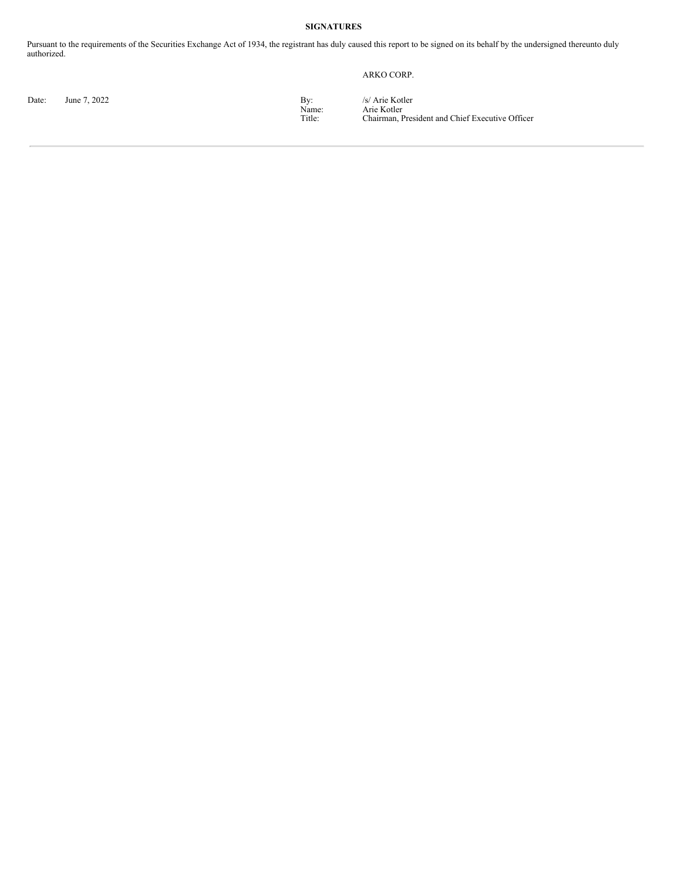**SIGNATURES**

Pursuant to the requirements of the Securities Exchange Act of 1934, the registrant has duly caused this report to be signed on its behalf by the undersigned thereunto duly authorized.

| | | | |
|---|---|---|---|
| | | | ARKO CORP. |
| Date: | June 7, 2022 | By: | /s/ Arie Kotler |
| | | Name: | Arie Kotler |
| | | Title: | Chairman, President and Chief Executive Officer |